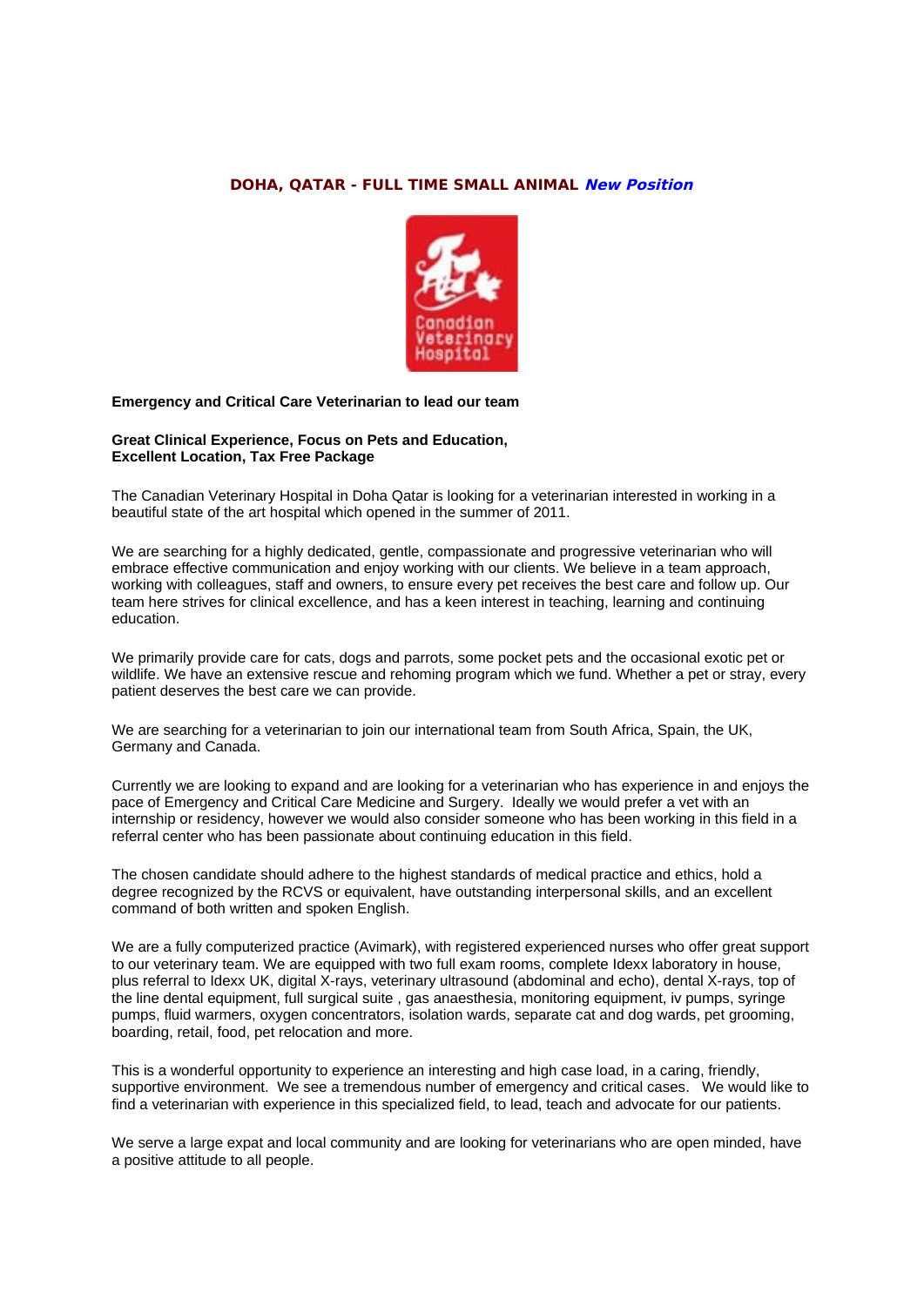## DOHA, QATAR - FULL TIME SMALL ANIMAL ***New Position***

**Emergency and Critical Care Veterinarian to lead our team**

**Great Clinical Experience, Focus on Pets and Education,**
**Excellent Location, Tax Free Package**

The Canadian Veterinary Hospital in Doha Qatar is looking for a veterinarian interested in working in a beautiful state of the art hospital which opened in the summer of 2011.

We are searching for a highly dedicated, gentle, compassionate and progressive veterinarian who will embrace effective communication and enjoy working with our clients. We believe in a team approach, working with colleagues, staff and owners, to ensure every pet receives the best care and follow up. Our team here strives for clinical excellence, and has a keen interest in teaching, learning and continuing education.

We primarily provide care for cats, dogs and parrots, some pocket pets and the occasional exotic pet or wildlife. We have an extensive rescue and rehoming program which we fund. Whether a pet or stray, every patient deserves the best care we can provide.

We are searching for a veterinarian to join our international team from South Africa, Spain, the UK, Germany and Canada.

Currently we are looking to expand and are looking for a veterinarian who has experience in and enjoys the pace of Emergency and Critical Care Medicine and Surgery. Ideally we would prefer a vet with an internship or residency, however we would also consider someone who has been working in this field in a referral center who has been passionate about continuing education in this field.

The chosen candidate should adhere to the highest standards of medical practice and ethics, hold a degree recognized by the RCVS or equivalent, have outstanding interpersonal skills, and an excellent command of both written and spoken English.

We are a fully computerized practice (Avimark), with registered experienced nurses who offer great support to our veterinary team. We are equipped with two full exam rooms, complete Idexx laboratory in house, plus referral to Idexx UK, digital X-rays, veterinary ultrasound (abdominal and echo), dental X-rays, top of the line dental equipment, full surgical suite , gas anaesthesia, monitoring equipment, iv pumps, syringe pumps, fluid warmers, oxygen concentrators, isolation wards, separate cat and dog wards, pet grooming, boarding, retail, food, pet relocation and more.

This is a wonderful opportunity to experience an interesting and high case load, in a caring, friendly, supportive environment. We see a tremendous number of emergency and critical cases. We would like to find a veterinarian with experience in this specialized field, to lead, teach and advocate for our patients.

We serve a large expat and local community and are looking for veterinarians who are open minded, have a positive attitude to all people.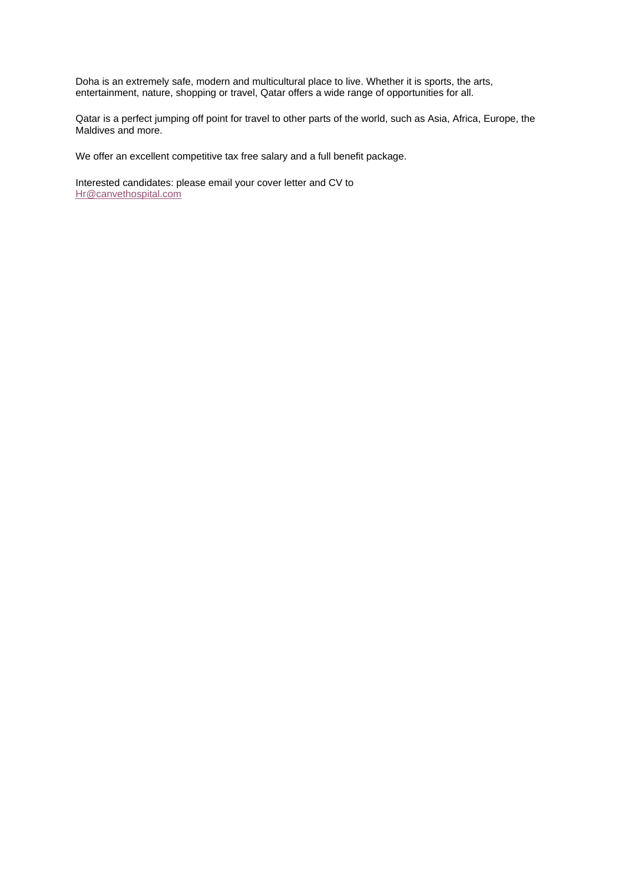Doha is an extremely safe, modern and multicultural place to live. Whether it is sports, the arts, entertainment, nature, shopping or travel, Qatar offers a wide range of opportunities for all.

Qatar is a perfect jumping off point for travel to other parts of the world, such as Asia, Africa, Europe, the Maldives and more.

We offer an excellent competitive tax free salary and a full benefit package.

Interested candidates: please email your cover letter and CV to
Hr@canvethospital.com